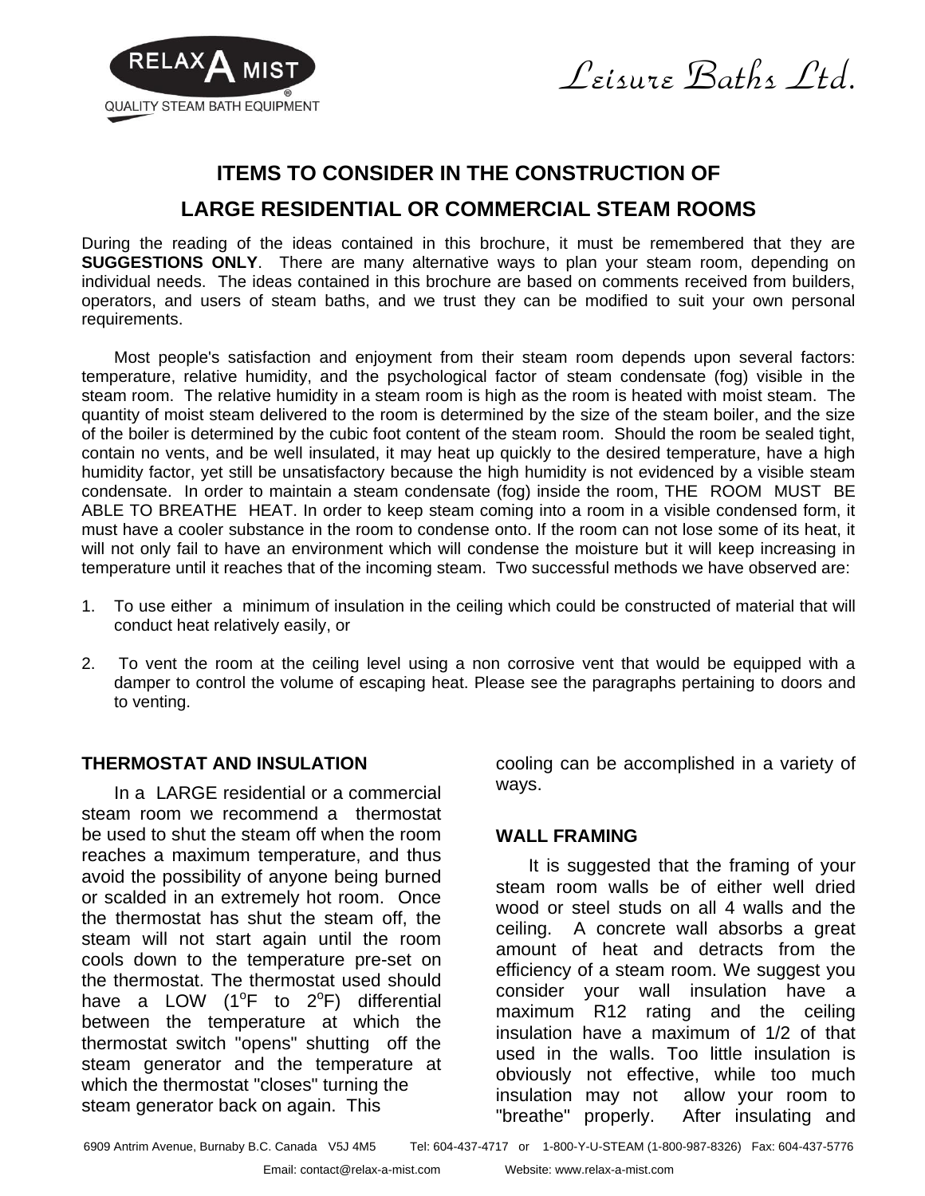RELAX A MIST®
QUALITY STEAM BATH EQUIPMENT

Leisure Baths Ltd.

# ITEMS TO CONSIDER IN THE CONSTRUCTION OF LARGE RESIDENTIAL OR COMMERCIAL STEAM ROOMS

During the reading of the ideas contained in this brochure, it must be remembered that they are **SUGGESTIONS ONLY**. There are many alternative ways to plan your steam room, depending on individual needs. The ideas contained in this brochure are based on comments received from builders, operators, and users of steam baths, and we trust they can be modified to suit your own personal requirements.

Most people's satisfaction and enjoyment from their steam room depends upon several factors: temperature, relative humidity, and the psychological factor of steam condensate (fog) visible in the steam room. The relative humidity in a steam room is high as the room is heated with moist steam. The quantity of moist steam delivered to the room is determined by the size of the steam boiler, and the size of the boiler is determined by the cubic foot content of the steam room. Should the room be sealed tight, contain no vents, and be well insulated, it may heat up quickly to the desired temperature, have a high humidity factor, yet still be unsatisfactory because the high humidity is not evidenced by a visible steam condensate. In order to maintain a steam condensate (fog) inside the room, THE ROOM MUST BE ABLE TO BREATHE HEAT. In order to keep steam coming into a room in a visible condensed form, it must have a cooler substance in the room to condense onto. If the room can not lose some of its heat, it will not only fail to have an environment which will condense the moisture but it will keep increasing in temperature until it reaches that of the incoming steam. Two successful methods we have observed are:

1. To use either a minimum of insulation in the ceiling which could be constructed of material that will conduct heat relatively easily, or
2. To vent the room at the ceiling level using a non corrosive vent that would be equipped with a damper to control the volume of escaping heat. Please see the paragraphs pertaining to doors and to venting.

### THERMOSTAT AND INSULATION

In a LARGE residential or a commercial steam room we recommend a thermostat be used to shut the steam off when the room reaches a maximum temperature, and thus avoid the possibility of anyone being burned or scalded in an extremely hot room. Once the thermostat has shut the steam off, the steam will not start again until the room cools down to the temperature pre-set on the thermostat. The thermostat used should have a LOW (1°F to 2°F) differential between the temperature at which the thermostat switch "opens" shutting off the steam generator and the temperature at which the thermostat "closes" turning the steam generator back on again. This cooling can be accomplished in a variety of ways.

### WALL FRAMING

It is suggested that the framing of your steam room walls be of either well dried wood or steel studs on all 4 walls and the ceiling. A concrete wall absorbs a great amount of heat and detracts from the efficiency of a steam room. We suggest you consider your wall insulation have a maximum R12 rating and the ceiling insulation have a maximum of 1/2 of that used in the walls. Too little insulation is obviously not effective, while too much insulation may not allow your room to "breathe" properly. After insulating and

6909 Antrim Avenue, Burnaby B.C. Canada V5J 4M5 Tel: 604-437-4717 or 1-800-Y-U-STEAM (1-800-987-8326) Fax: 604-437-5776
Email: contact@relax-a-mist.com Website: www.relax-a-mist.com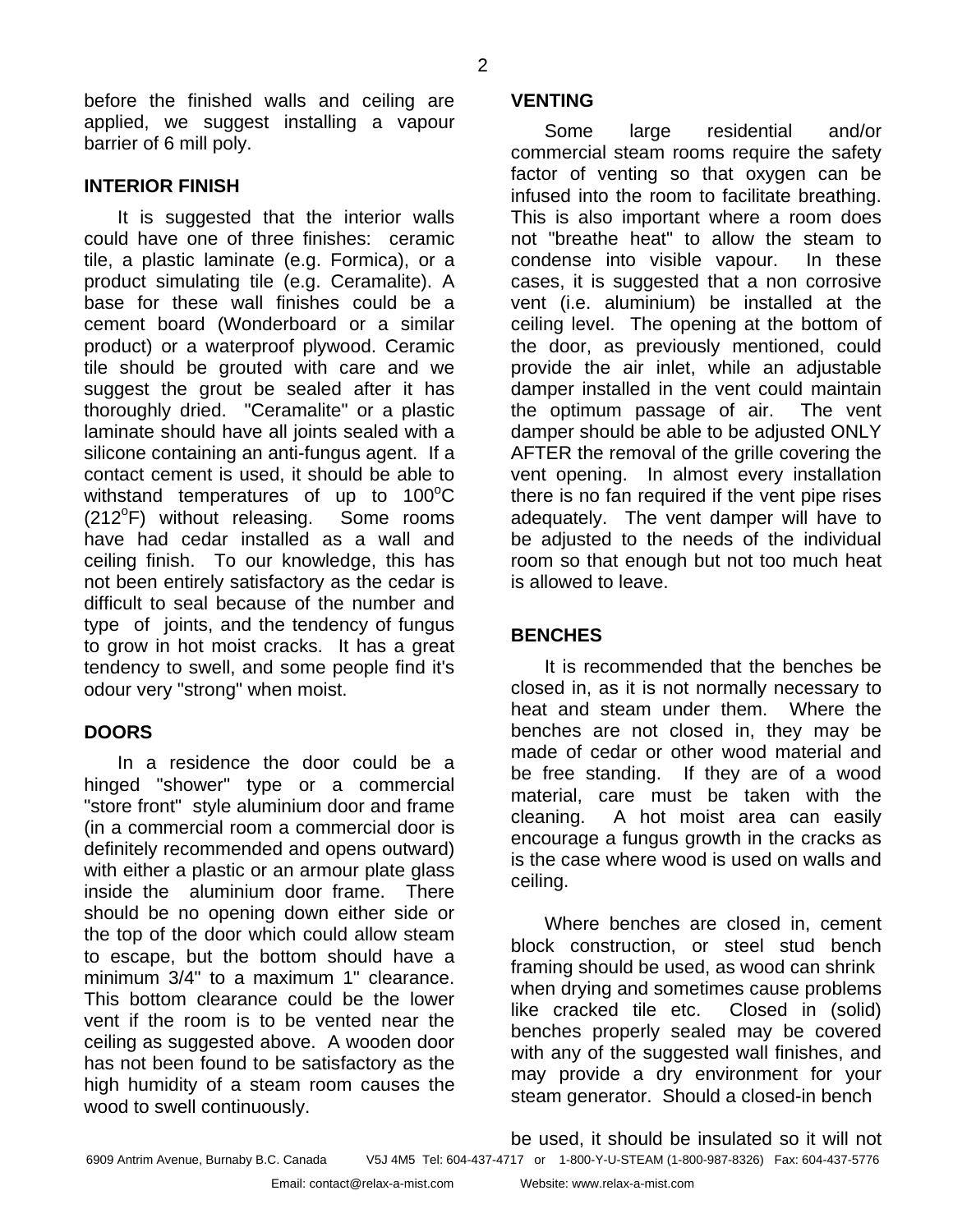before the finished walls and ceiling are applied, we suggest installing a vapour barrier of 6 mill poly.

## INTERIOR FINISH

It is suggested that the interior walls could have one of three finishes: ceramic tile, a plastic laminate (e.g. Formica), or a product simulating tile (e.g. Ceramalite). A base for these wall finishes could be a cement board (Wonderboard or a similar product) or a waterproof plywood. Ceramic tile should be grouted with care and we suggest the grout be sealed after it has thoroughly dried. "Ceramalite" or a plastic laminate should have all joints sealed with a silicone containing an anti-fungus agent. If a contact cement is used, it should be able to withstand temperatures of up to 100°C (212°F) without releasing. Some rooms have had cedar installed as a wall and ceiling finish. To our knowledge, this has not been entirely satisfactory as the cedar is difficult to seal because of the number and type of joints, and the tendency of fungus to grow in hot moist cracks. It has a great tendency to swell, and some people find it's odour very "strong" when moist.

## DOORS

In a residence the door could be a hinged "shower" type or a commercial "store front" style aluminium door and frame (in a commercial room a commercial door is definitely recommended and opens outward) with either a plastic or an armour plate glass inside the aluminium door frame. There should be no opening down either side or the top of the door which could allow steam to escape, but the bottom should have a minimum 3/4" to a maximum 1" clearance. This bottom clearance could be the lower vent if the room is to be vented near the ceiling as suggested above. A wooden door has not been found to be satisfactory as the high humidity of a steam room causes the wood to swell continuously.

## VENTING

Some large residential and/or commercial steam rooms require the safety factor of venting so that oxygen can be infused into the room to facilitate breathing. This is also important where a room does not "breathe heat" to allow the steam to condense into visible vapour. In these cases, it is suggested that a non corrosive vent (i.e. aluminium) be installed at the ceiling level. The opening at the bottom of the door, as previously mentioned, could provide the air inlet, while an adjustable damper installed in the vent could maintain the optimum passage of air. The vent damper should be able to be adjusted ONLY AFTER the removal of the grille covering the vent opening. In almost every installation there is no fan required if the vent pipe rises adequately. The vent damper will have to be adjusted to the needs of the individual room so that enough but not too much heat is allowed to leave.

## BENCHES

It is recommended that the benches be closed in, as it is not normally necessary to heat and steam under them. Where the benches are not closed in, they may be made of cedar or other wood material and be free standing. If they are of a wood material, care must be taken with the cleaning. A hot moist area can easily encourage a fungus growth in the cracks as is the case where wood is used on walls and ceiling.

Where benches are closed in, cement block construction, or steel stud bench framing should be used, as wood can shrink when drying and sometimes cause problems like cracked tile etc. Closed in (solid) benches properly sealed may be covered with any of the suggested wall finishes, and may provide a dry environment for your steam generator. Should a closed-in bench

be used, it should be insulated so it will not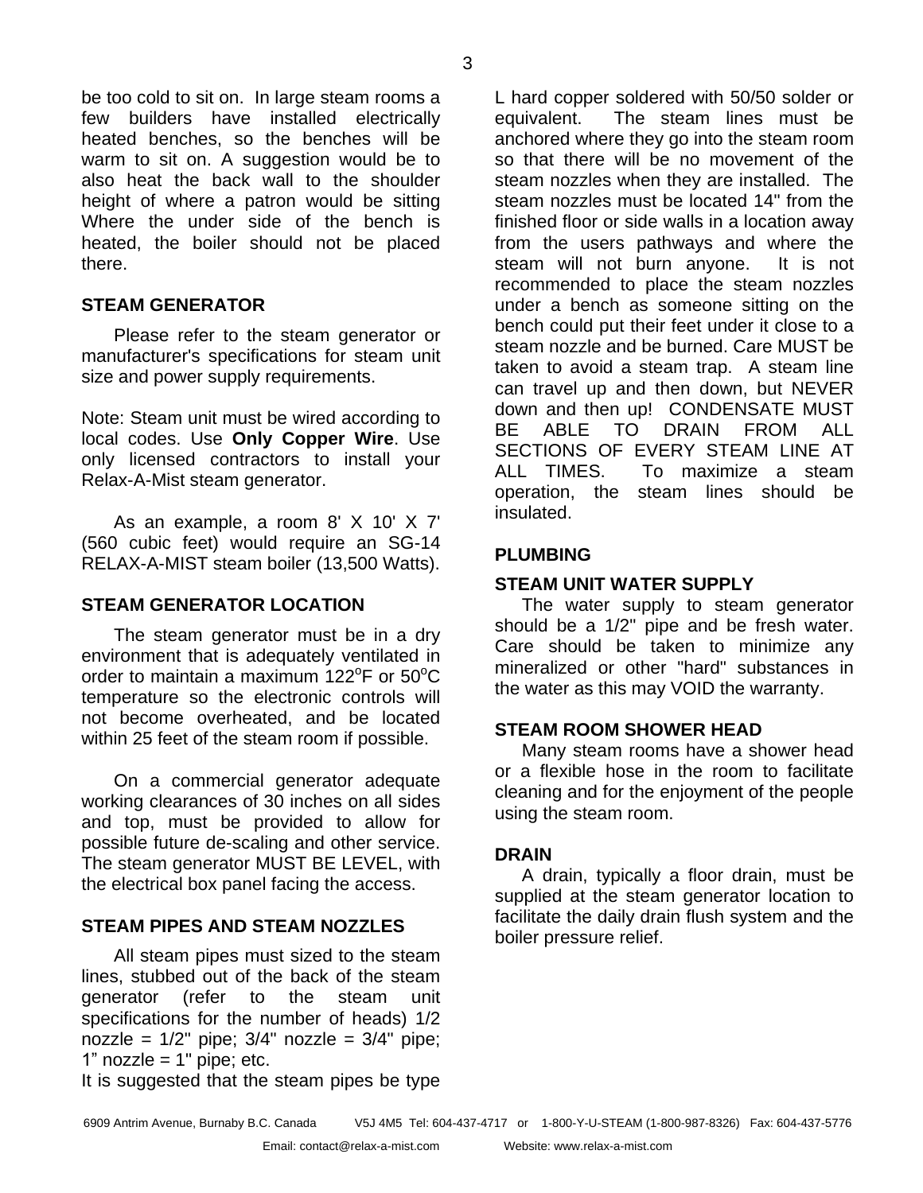be too cold to sit on. In large steam rooms a few builders have installed electrically heated benches, so the benches will be warm to sit on. A suggestion would be to also heat the back wall to the shoulder height of where a patron would be sitting Where the under side of the bench is heated, the boiler should not be placed there.

### STEAM GENERATOR

Please refer to the steam generator or manufacturer's specifications for steam unit size and power supply requirements.

Note: Steam unit must be wired according to local codes. Use **Only Copper Wire**. Use only licensed contractors to install your Relax-A-Mist steam generator.

As an example, a room 8' X 10' X 7' (560 cubic feet) would require an SG-14 RELAX-A-MIST steam boiler (13,500 Watts).

### STEAM GENERATOR LOCATION

The steam generator must be in a dry environment that is adequately ventilated in order to maintain a maximum 122$^{o}$F or 50$^{o}$C temperature so the electronic controls will not become overheated, and be located within 25 feet of the steam room if possible.

On a commercial generator adequate working clearances of 30 inches on all sides and top, must be provided to allow for possible future de-scaling and other service. The steam generator MUST BE LEVEL, with the electrical box panel facing the access.

### STEAM PIPES AND STEAM NOZZLES

All steam pipes must sized to the steam lines, stubbed out of the back of the steam generator (refer to the steam unit specifications for the number of heads) 1/2 nozzle = 1/2" pipe; 3/4" nozzle = 3/4" pipe; 1" nozzle = 1" pipe; etc.

It is suggested that the steam pipes be type L hard copper soldered with 50/50 solder or equivalent. The steam lines must be anchored where they go into the steam room so that there will be no movement of the steam nozzles when they are installed. The steam nozzles must be located 14" from the finished floor or side walls in a location away from the users pathways and where the steam will not burn anyone. It is not recommended to place the steam nozzles under a bench as someone sitting on the bench could put their feet under it close to a steam nozzle and be burned. Care MUST be taken to avoid a steam trap. A steam line can travel up and then down, but NEVER down and then up! CONDENSATE MUST BE ABLE TO DRAIN FROM ALL SECTIONS OF EVERY STEAM LINE AT ALL TIMES. To maximize a steam operation, the steam lines should be insulated.

### PLUMBING

### STEAM UNIT WATER SUPPLY

The water supply to steam generator should be a 1/2" pipe and be fresh water. Care should be taken to minimize any mineralized or other "hard" substances in the water as this may VOID the warranty.

### STEAM ROOM SHOWER HEAD

Many steam rooms have a shower head or a flexible hose in the room to facilitate cleaning and for the enjoyment of the people using the steam room.

### DRAIN

A drain, typically a floor drain, must be supplied at the steam generator location to facilitate the daily drain flush system and the boiler pressure relief.

6909 Antrim Avenue, Burnaby B.C. Canada V5J 4M5 Tel: 604-437-4717 or 1-800-Y-U-STEAM (1-800-987-8326) Fax: 604-437-5776
Email: contact@relax-a-mist.com Website: www.relax-a-mist.com